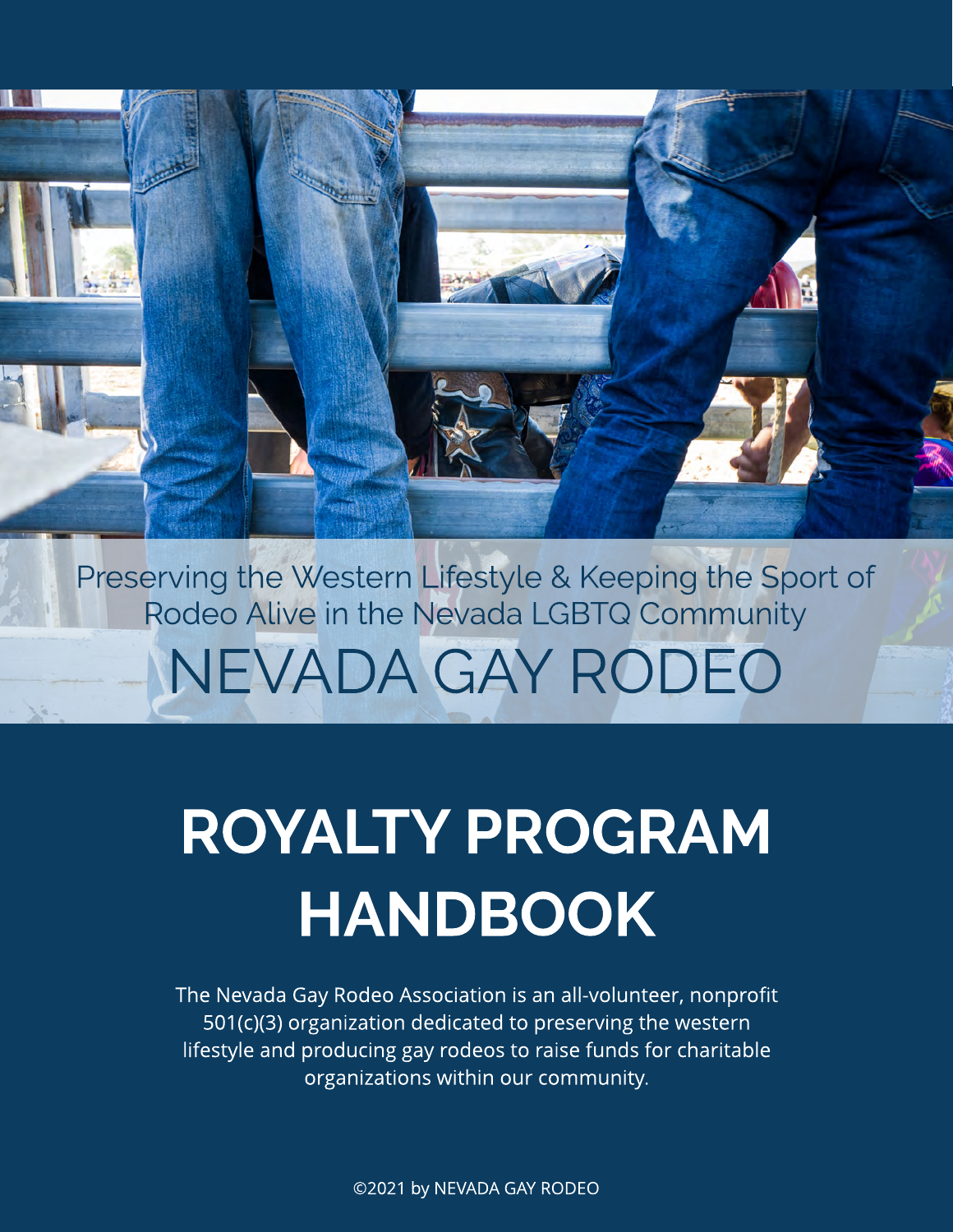Preserving the Western Lifestyle & Keeping the Sport of Rodeo Alive in the Nevada LGBTQ Community

NEVADA GAY RODEO

# ROYALTY PROGRAM HANDBOOK

The Nevada Gay Rodeo Association is an all-volunteer, nonprofit 501(c)(3) organization dedicated to preserving the western lifestyle and producing gay rodeos to raise funds for charitable organizations within our community.

©2021 by NEVADA GAY RODEO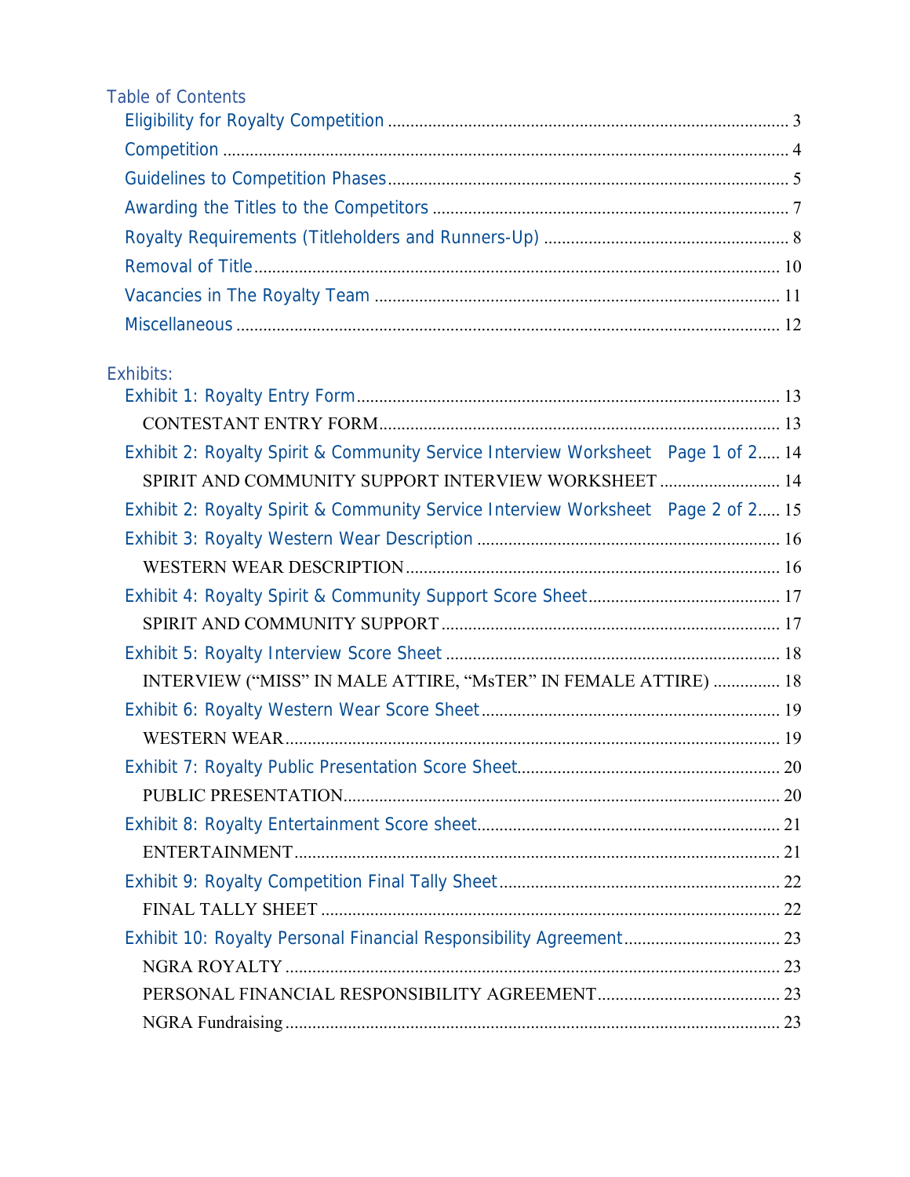## Table of Contents

- Eligibility for Royalty Competition ..... 3
- Competition ..... 4
- Guidelines to Competition Phases ..... 5
- Awarding the Titles to the Competitors ..... 7
- Royalty Requirements (Titleholders and Runners-Up) ..... 8
- Removal of Title ..... 10
- Vacancies in The Royalty Team ..... 11
- Miscellaneous ..... 12

## Exhibits:

- Exhibit 1: Royalty Entry Form ..... 13
  - CONTESTANT ENTRY FORM ..... 13
- Exhibit 2: Royalty Spirit & Community Service Interview Worksheet Page 1 of 2 ..... 14
  - SPIRIT AND COMMUNITY SUPPORT INTERVIEW WORKSHEET ..... 14
- Exhibit 2: Royalty Spirit & Community Service Interview Worksheet Page 2 of 2 ..... 15
- Exhibit 3: Royalty Western Wear Description ..... 16
  - WESTERN WEAR DESCRIPTION ..... 16
- Exhibit 4: Royalty Spirit & Community Support Score Sheet ..... 17
  - SPIRIT AND COMMUNITY SUPPORT ..... 17
- Exhibit 5: Royalty Interview Score Sheet ..... 18
  - INTERVIEW ("MISS" IN MALE ATTIRE, "MsTER" IN FEMALE ATTIRE) ..... 18
- Exhibit 6: Royalty Western Wear Score Sheet ..... 19
  - WESTERN WEAR ..... 19
- Exhibit 7: Royalty Public Presentation Score Sheet ..... 20
  - PUBLIC PRESENTATION ..... 20
- Exhibit 8: Royalty Entertainment Score sheet ..... 21
  - ENTERTAINMENT ..... 21
- Exhibit 9: Royalty Competition Final Tally Sheet ..... 22
  - FINAL TALLY SHEET ..... 22
- Exhibit 10: Royalty Personal Financial Responsibility Agreement ..... 23
  - NGRA ROYALTY ..... 23
  - PERSONAL FINANCIAL RESPONSIBILITY AGREEMENT ..... 23
  - NGRA Fundraising ..... 23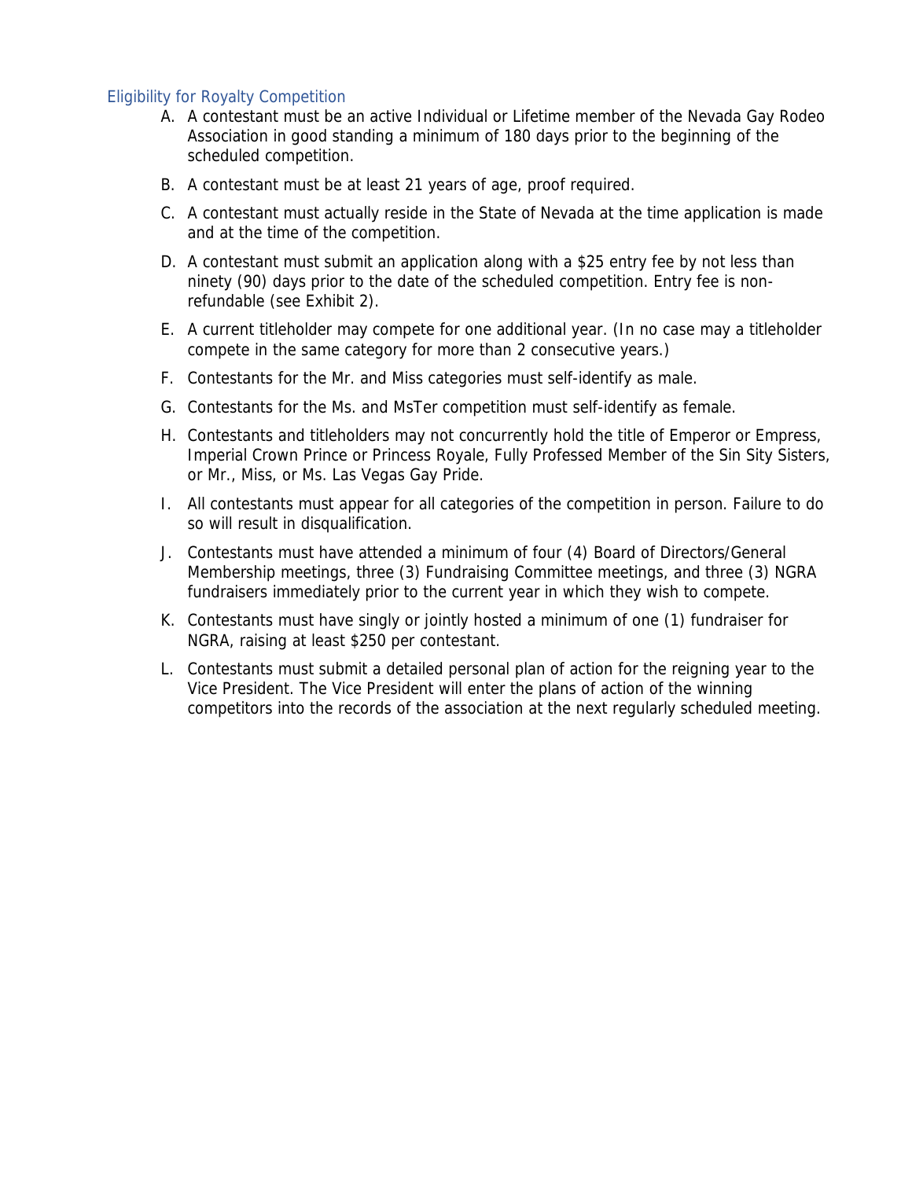## Eligibility for Royalty Competition

A. A contestant must be an active Individual or Lifetime member of the Nevada Gay Rodeo Association in good standing a minimum of 180 days prior to the beginning of the scheduled competition.

B. A contestant must be at least 21 years of age, proof required.

C. A contestant must actually reside in the State of Nevada at the time application is made and at the time of the competition.

D. A contestant must submit an application along with a $25 entry fee by not less than ninety (90) days prior to the date of the scheduled competition. Entry fee is non-refundable (see Exhibit 2).

E. A current titleholder may compete for one additional year. (In no case may a titleholder compete in the same category for more than 2 consecutive years.)

F. Contestants for the Mr. and Miss categories must self-identify as male.

G. Contestants for the Ms. and MsTer competition must self-identify as female.

H. Contestants and titleholders may not concurrently hold the title of Emperor or Empress, Imperial Crown Prince or Princess Royale, Fully Professed Member of the Sin Sity Sisters, or Mr., Miss, or Ms. Las Vegas Gay Pride.

I. All contestants must appear for all categories of the competition in person. Failure to do so will result in disqualification.

J. Contestants must have attended a minimum of four (4) Board of Directors/General Membership meetings, three (3) Fundraising Committee meetings, and three (3) NGRA fundraisers immediately prior to the current year in which they wish to compete.

K. Contestants must have singly or jointly hosted a minimum of one (1) fundraiser for NGRA, raising at least $250 per contestant.

L. Contestants must submit a detailed personal plan of action for the reigning year to the Vice President. The Vice President will enter the plans of action of the winning competitors into the records of the association at the next regularly scheduled meeting.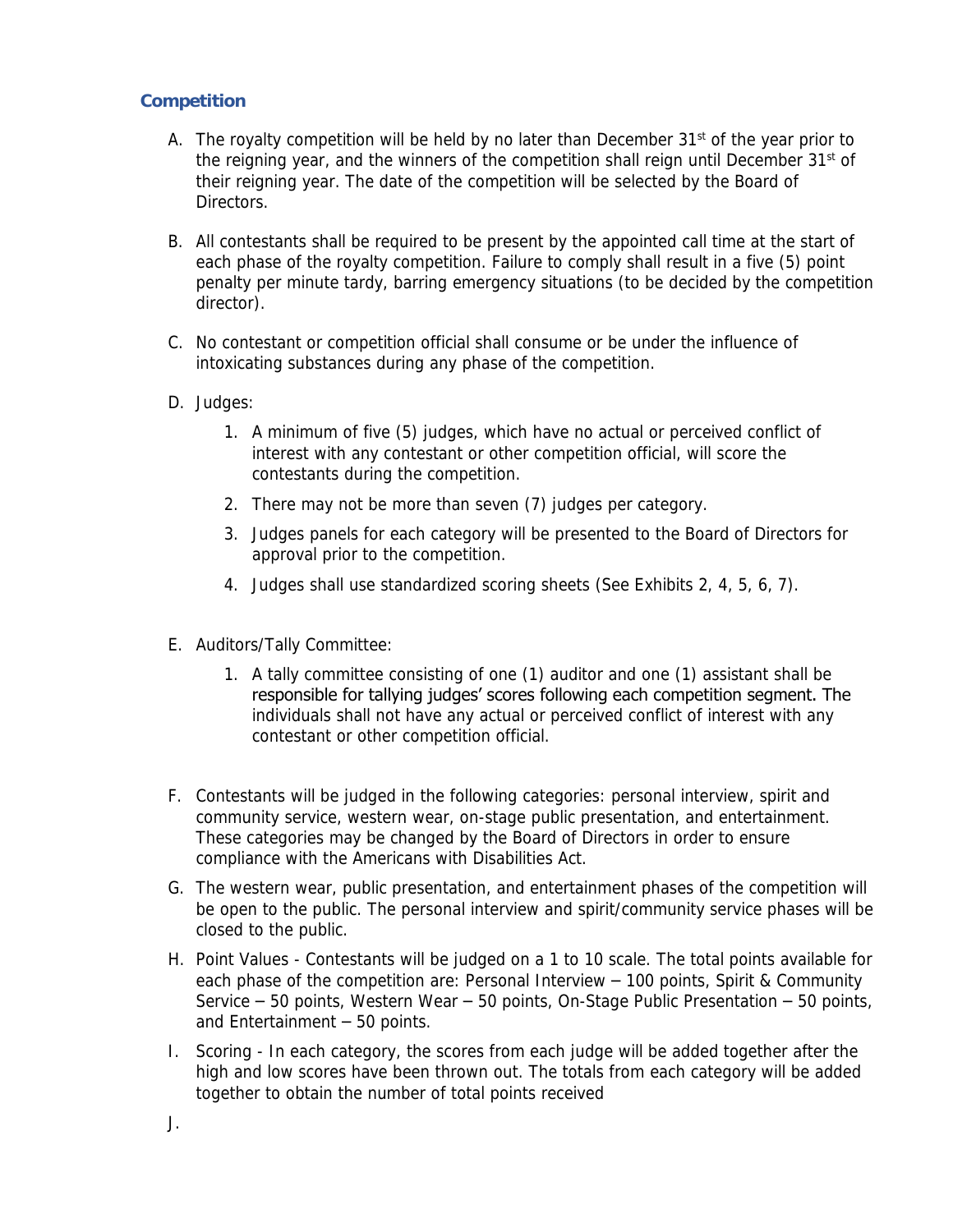## Competition

A. The royalty competition will be held by no later than December 31st of the year prior to the reigning year, and the winners of the competition shall reign until December 31st of their reigning year. The date of the competition will be selected by the Board of Directors.

B. All contestants shall be required to be present by the appointed call time at the start of each phase of the royalty competition. Failure to comply shall result in a five (5) point penalty per minute tardy, barring emergency situations (to be decided by the competition director).

C. No contestant or competition official shall consume or be under the influence of intoxicating substances during any phase of the competition.

D. Judges:

   1. A minimum of five (5) judges, which have no actual or perceived conflict of interest with any contestant or other competition official, will score the contestants during the competition.
   2. There may not be more than seven (7) judges per category.
   3. Judges panels for each category will be presented to the Board of Directors for approval prior to the competition.
   4. Judges shall use standardized scoring sheets (See Exhibits 2, 4, 5, 6, 7).

E. Auditors/Tally Committee:

   1. A tally committee consisting of one (1) auditor and one (1) assistant shall be responsible for tallying judges' scores following each competition segment. The individuals shall not have any actual or perceived conflict of interest with any contestant or other competition official.

F. Contestants will be judged in the following categories: personal interview, spirit and community service, western wear, on-stage public presentation, and entertainment. These categories may be changed by the Board of Directors in order to ensure compliance with the Americans with Disabilities Act.

G. The western wear, public presentation, and entertainment phases of the competition will be open to the public. The personal interview and spirit/community service phases will be closed to the public.

H. Point Values - Contestants will be judged on a 1 to 10 scale. The total points available for each phase of the competition are: Personal Interview – 100 points, Spirit & Community Service – 50 points, Western Wear – 50 points, On-Stage Public Presentation – 50 points, and Entertainment – 50 points.

I. Scoring - In each category, the scores from each judge will be added together after the high and low scores have been thrown out. The totals from each category will be added together to obtain the number of total points received

J.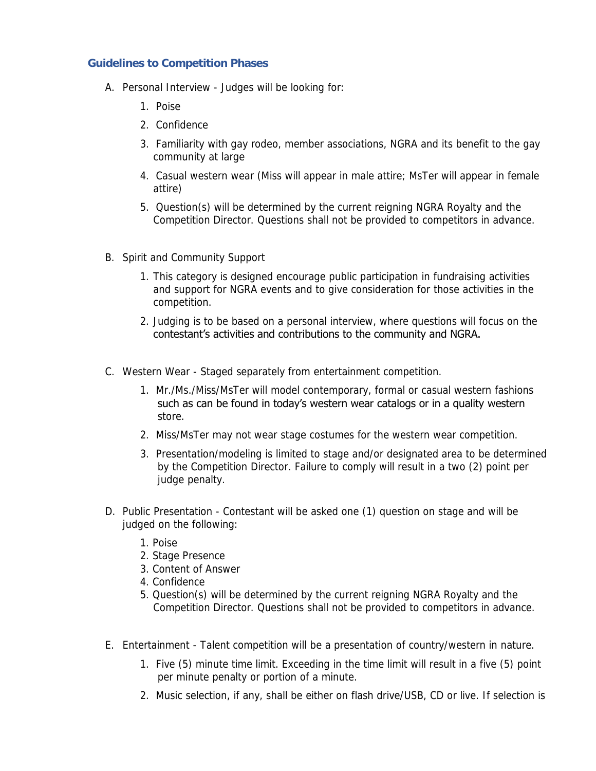## Guidelines to Competition Phases

A. Personal Interview - Judges will be looking for:

   1. Poise
   2. Confidence
   3. Familiarity with gay rodeo, member associations, NGRA and its benefit to the gay community at large
   4. Casual western wear (Miss will appear in male attire; MsTer will appear in female attire)
   5. Question(s) will be determined by the current reigning NGRA Royalty and the Competition Director. Questions shall not be provided to competitors in advance.

B. Spirit and Community Support

   1. This category is designed encourage public participation in fundraising activities and support for NGRA events and to give consideration for those activities in the competition.
   2. Judging is to be based on a personal interview, where questions will focus on the contestant's activities and contributions to the community and NGRA.

C. Western Wear - Staged separately from entertainment competition.

   1. Mr./Ms./Miss/MsTer will model contemporary, formal or casual western fashions such as can be found in today's western wear catalogs or in a quality western store.
   2. Miss/MsTer may not wear stage costumes for the western wear competition.
   3. Presentation/modeling is limited to stage and/or designated area to be determined by the Competition Director. Failure to comply will result in a two (2) point per judge penalty.

D. Public Presentation - Contestant will be asked one (1) question on stage and will be judged on the following:

   1. Poise
   2. Stage Presence
   3. Content of Answer
   4. Confidence
   5. Question(s) will be determined by the current reigning NGRA Royalty and the Competition Director. Questions shall not be provided to competitors in advance.

E. Entertainment - Talent competition will be a presentation of country/western in nature.

   1. Five (5) minute time limit. Exceeding in the time limit will result in a five (5) point per minute penalty or portion of a minute.
   2. Music selection, if any, shall be either on flash drive/USB, CD or live. If selection is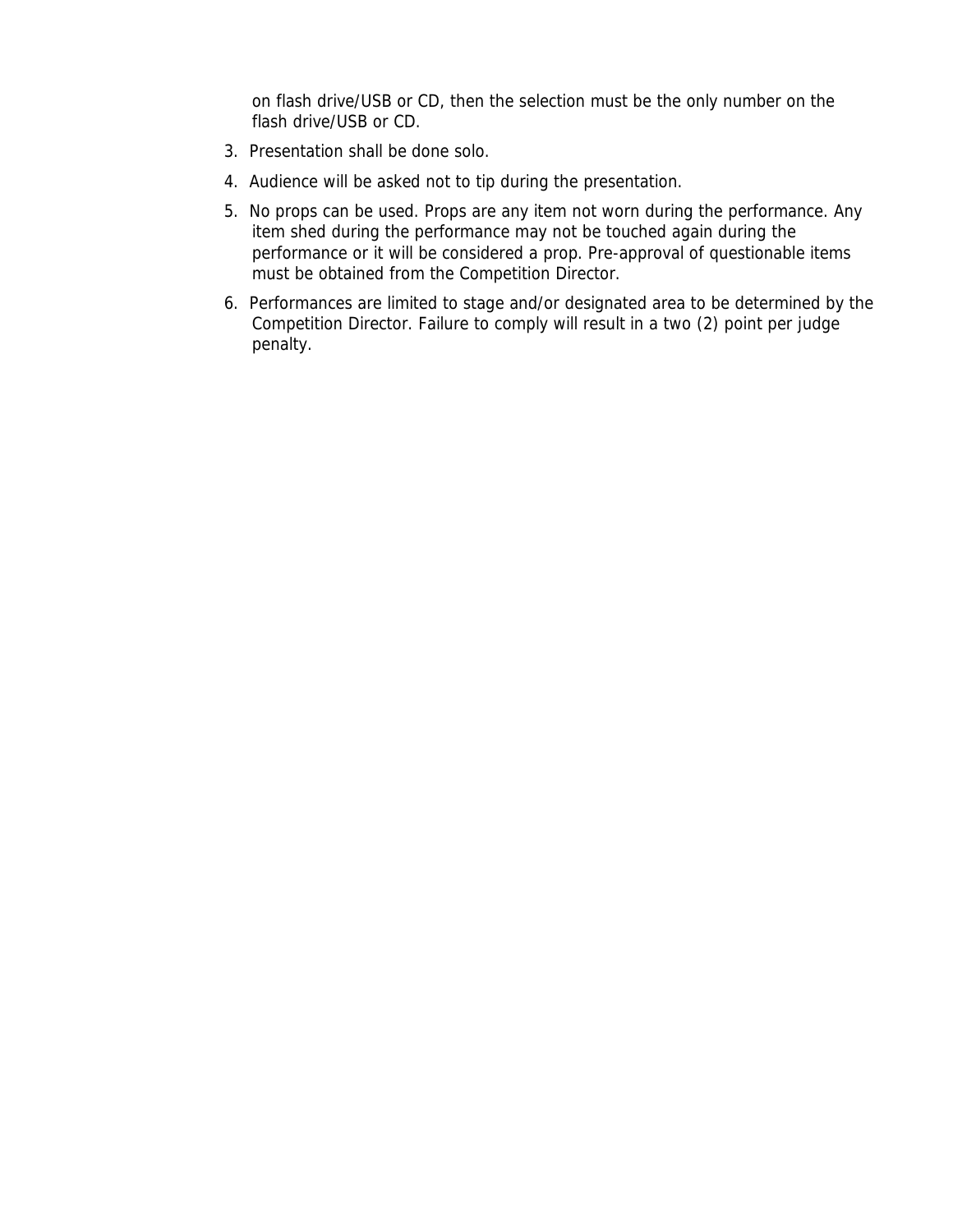on flash drive/USB or CD, then the selection must be the only number on the flash drive/USB or CD.

3. Presentation shall be done solo.
4. Audience will be asked not to tip during the presentation.
5. No props can be used. Props are any item not worn during the performance. Any item shed during the performance may not be touched again during the performance or it will be considered a prop. Pre-approval of questionable items must be obtained from the Competition Director.
6. Performances are limited to stage and/or designated area to be determined by the Competition Director. Failure to comply will result in a two (2) point per judge penalty.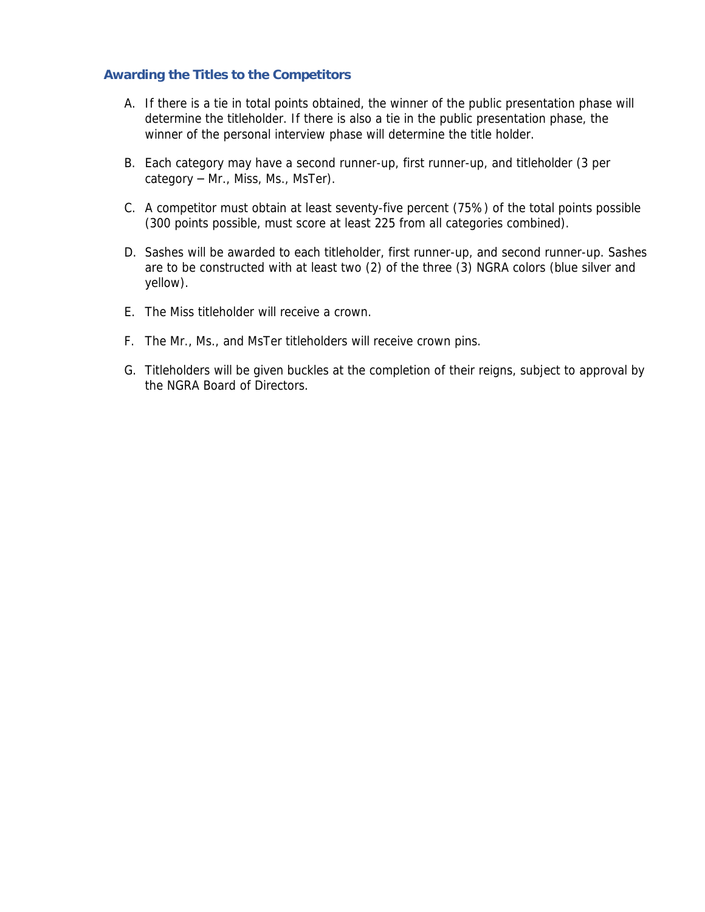### Awarding the Titles to the Competitors

A. If there is a tie in total points obtained, the winner of the public presentation phase will determine the titleholder. If there is also a tie in the public presentation phase, the winner of the personal interview phase will determine the title holder.

B. Each category may have a second runner-up, first runner-up, and titleholder (3 per category – Mr., Miss, Ms., MsTer).

C. A competitor must obtain at least seventy-five percent (75%) of the total points possible (300 points possible, must score at least 225 from all categories combined).

D. Sashes will be awarded to each titleholder, first runner-up, and second runner-up. Sashes are to be constructed with at least two (2) of the three (3) NGRA colors (blue silver and yellow).

E. The Miss titleholder will receive a crown.

F. The Mr., Ms., and MsTer titleholders will receive crown pins.

G. Titleholders will be given buckles at the completion of their reigns, subject to approval by the NGRA Board of Directors.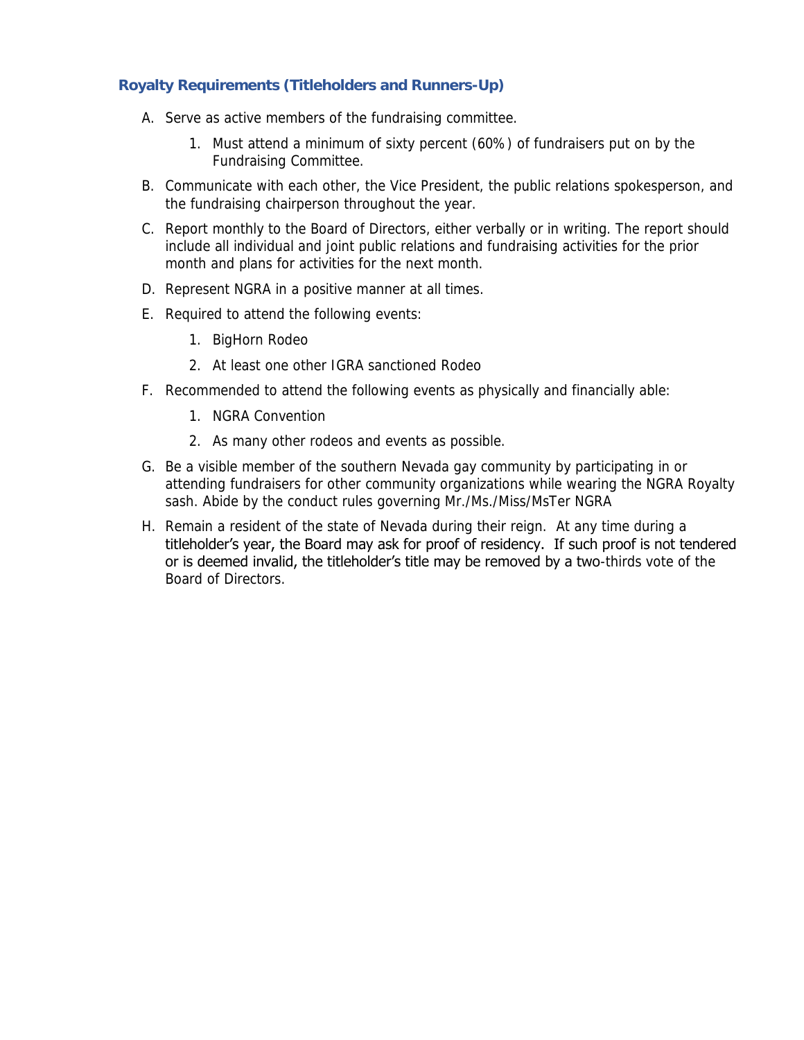### Royalty Requirements (Titleholders and Runners-Up)

A. Serve as active members of the fundraising committee.

   1. Must attend a minimum of sixty percent (60%) of fundraisers put on by the Fundraising Committee.

B. Communicate with each other, the Vice President, the public relations spokesperson, and the fundraising chairperson throughout the year.

C. Report monthly to the Board of Directors, either verbally or in writing. The report should include all individual and joint public relations and fundraising activities for the prior month and plans for activities for the next month.

D. Represent NGRA in a positive manner at all times.

E. Required to attend the following events:

   1. BigHorn Rodeo
   2. At least one other IGRA sanctioned Rodeo

F. Recommended to attend the following events as physically and financially able:

   1. NGRA Convention
   2. As many other rodeos and events as possible.

G. Be a visible member of the southern Nevada gay community by participating in or attending fundraisers for other community organizations while wearing the NGRA Royalty sash. Abide by the conduct rules governing Mr./Ms./Miss/MsTer NGRA

H. Remain a resident of the state of Nevada during their reign. At any time during a titleholder's year, the Board may ask for proof of residency. If such proof is not tendered or is deemed invalid, the titleholder's title may be removed by a two-thirds vote of the Board of Directors.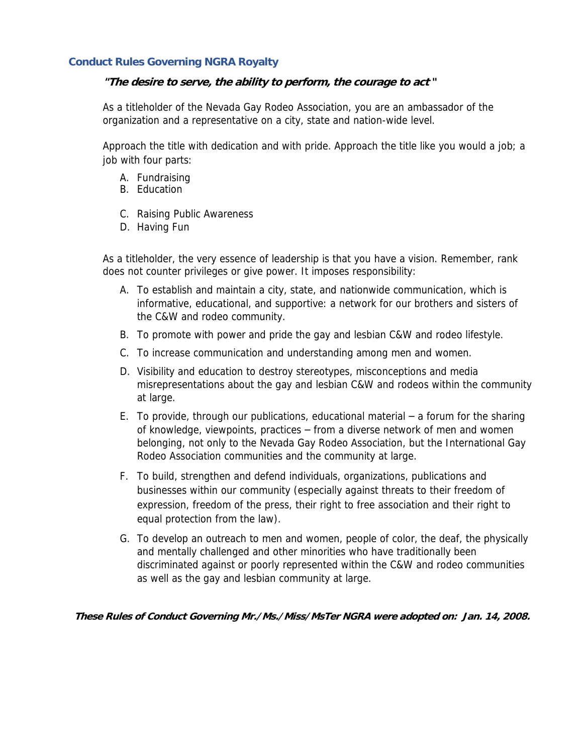## Conduct Rules Governing NGRA Royalty

***"The desire to serve, the ability to perform, the courage to act"***

As a titleholder of the Nevada Gay Rodeo Association, you are an ambassador of the organization and a representative on a city, state and nation-wide level.

Approach the title with dedication and with pride. Approach the title like you would a job; a job with four parts:

A. Fundraising
B. Education
C. Raising Public Awareness
D. Having Fun

As a titleholder, the very essence of leadership is that you have a vision. Remember, rank does not counter privileges or give power. It imposes responsibility:

A. To establish and maintain a city, state, and nationwide communication, which is informative, educational, and supportive: a network for our brothers and sisters of the C&W and rodeo community.

B. To promote with power and pride the gay and lesbian C&W and rodeo lifestyle.

C. To increase communication and understanding among men and women.

D. Visibility and education to destroy stereotypes, misconceptions and media misrepresentations about the gay and lesbian C&W and rodeos within the community at large.

E. To provide, through our publications, educational material – a forum for the sharing of knowledge, viewpoints, practices – from a diverse network of men and women belonging, not only to the Nevada Gay Rodeo Association, but the International Gay Rodeo Association communities and the community at large.

F. To build, strengthen and defend individuals, organizations, publications and businesses within our community (especially against threats to their freedom of expression, freedom of the press, their right to free association and their right to equal protection from the law).

G. To develop an outreach to men and women, people of color, the deaf, the physically and mentally challenged and other minorities who have traditionally been discriminated against or poorly represented within the C&W and rodeo communities as well as the gay and lesbian community at large.

***These Rules of Conduct Governing Mr./Ms./Miss/MsTer NGRA were adopted on: Jan. 14, 2008.***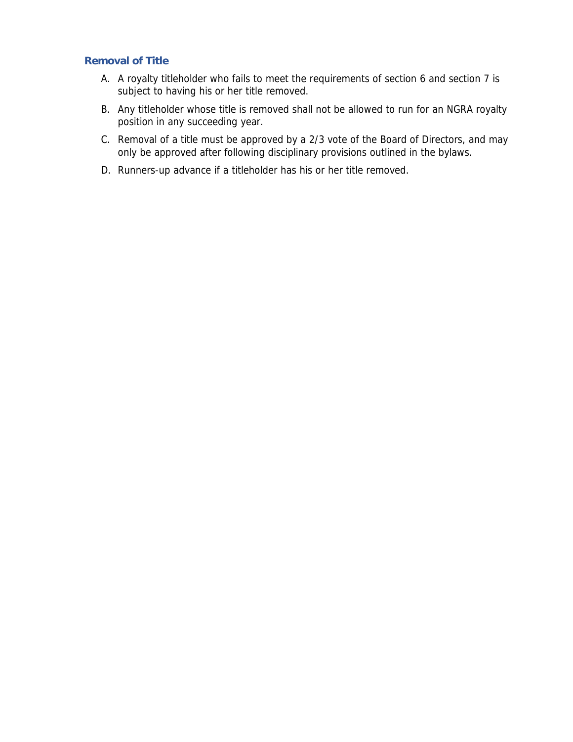### Removal of Title

A. A royalty titleholder who fails to meet the requirements of section 6 and section 7 is subject to having his or her title removed.

B. Any titleholder whose title is removed shall not be allowed to run for an NGRA royalty position in any succeeding year.

C. Removal of a title must be approved by a 2/3 vote of the Board of Directors, and may only be approved after following disciplinary provisions outlined in the bylaws.

D. Runners-up advance if a titleholder has his or her title removed.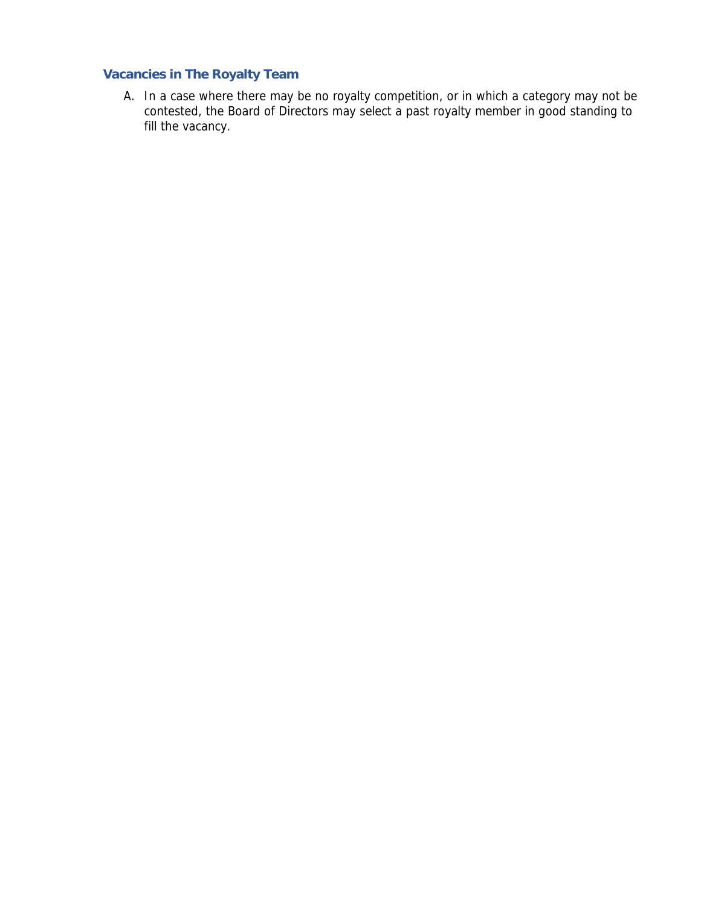### Vacancies in The Royalty Team

A. In a case where there may be no royalty competition, or in which a category may not be contested, the Board of Directors may select a past royalty member in good standing to fill the vacancy.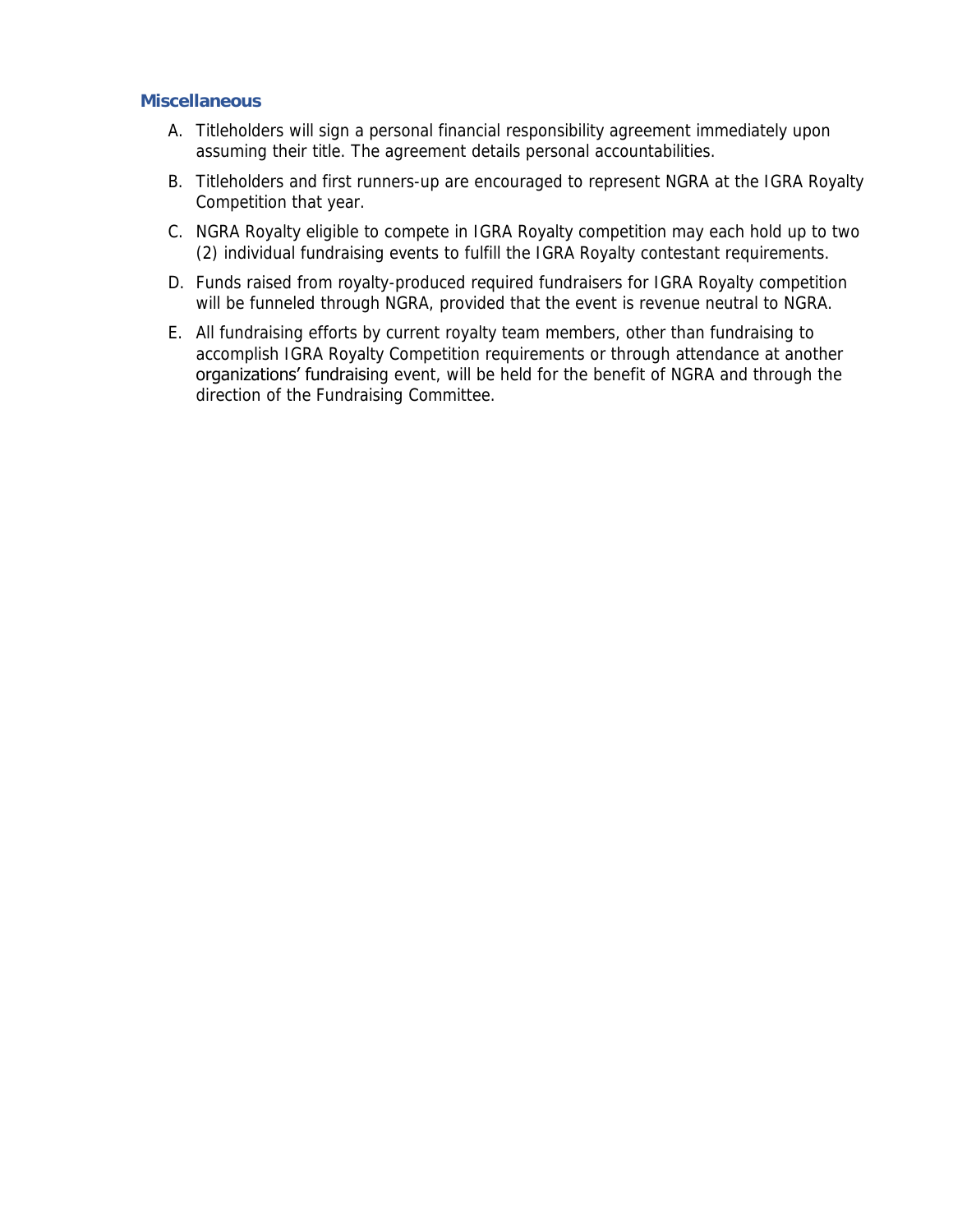### Miscellaneous

A. Titleholders will sign a personal financial responsibility agreement immediately upon assuming their title. The agreement details personal accountabilities.

B. Titleholders and first runners-up are encouraged to represent NGRA at the IGRA Royalty Competition that year.

C. NGRA Royalty eligible to compete in IGRA Royalty competition may each hold up to two (2) individual fundraising events to fulfill the IGRA Royalty contestant requirements.

D. Funds raised from royalty-produced required fundraisers for IGRA Royalty competition will be funneled through NGRA, provided that the event is revenue neutral to NGRA.

E. All fundraising efforts by current royalty team members, other than fundraising to accomplish IGRA Royalty Competition requirements or through attendance at another organizations' fundraising event, will be held for the benefit of NGRA and through the direction of the Fundraising Committee.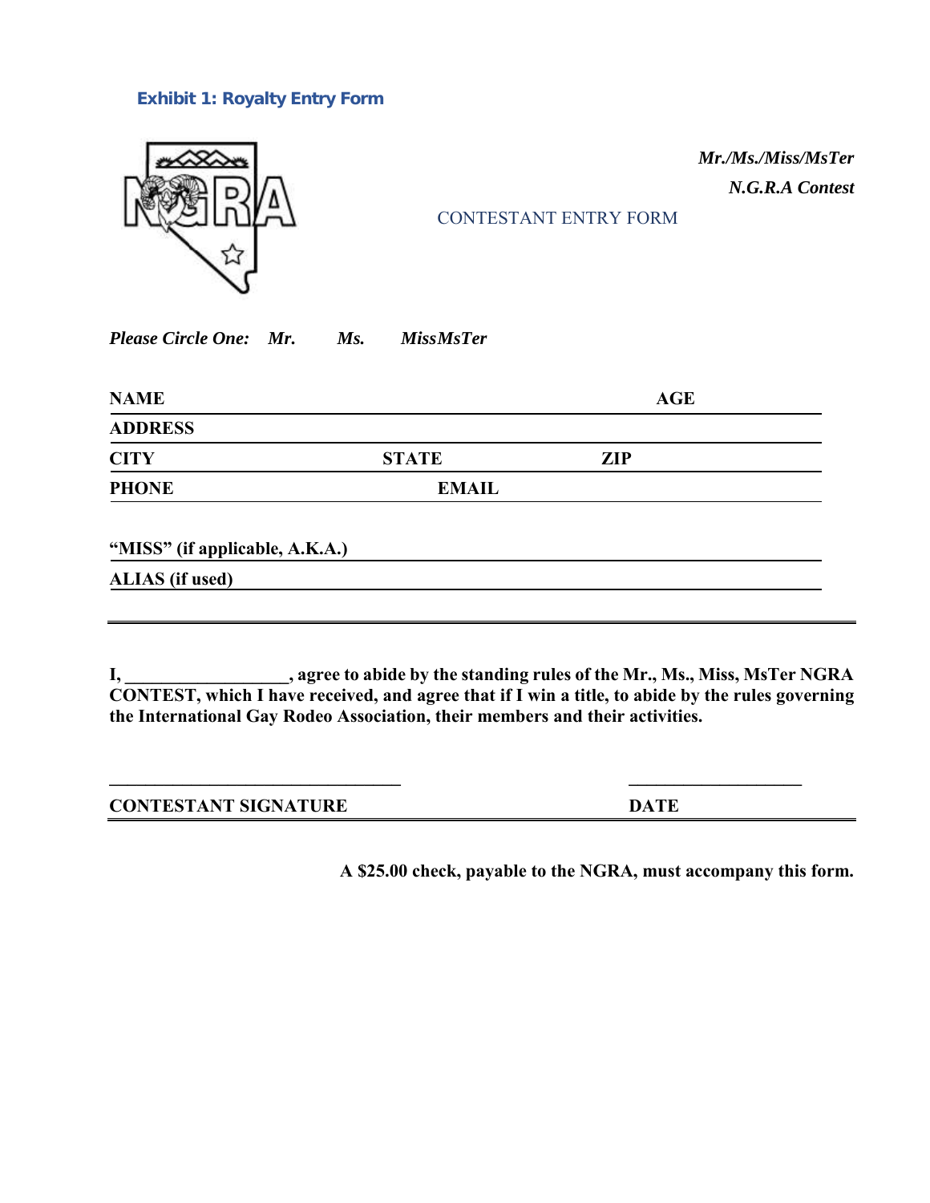### Exhibit 1: Royalty Entry Form

*Mr./Ms./Miss/MsTer*
*N.G.R.A Contest*

CONTESTANT ENTRY FORM

***Please Circle One:*** ***Mr.*** ***Ms.*** ***MissMsTer***

**NAME** __________________________ **AGE** __________

**ADDRESS** __________________________________________

**CITY** ______________ **STATE** ______________ **ZIP** ______________

**PHONE** ______________ **EMAIL** __________________________

**"MISS" (if applicable, A.K.A.)** __________________________

**ALIAS (if used)** __________________________

---

**I, __________________, agree to abide by the standing rules of the Mr., Ms., Miss, MsTer NGRA CONTEST, which I have received, and agree that if I win a title, to abide by the rules governing the International Gay Rodeo Association, their members and their activities.**

**_________________________________** **____________________**

**CONTESTANT SIGNATURE** **DATE**

---

**A $25.00 check, payable to the NGRA, must accompany this form.**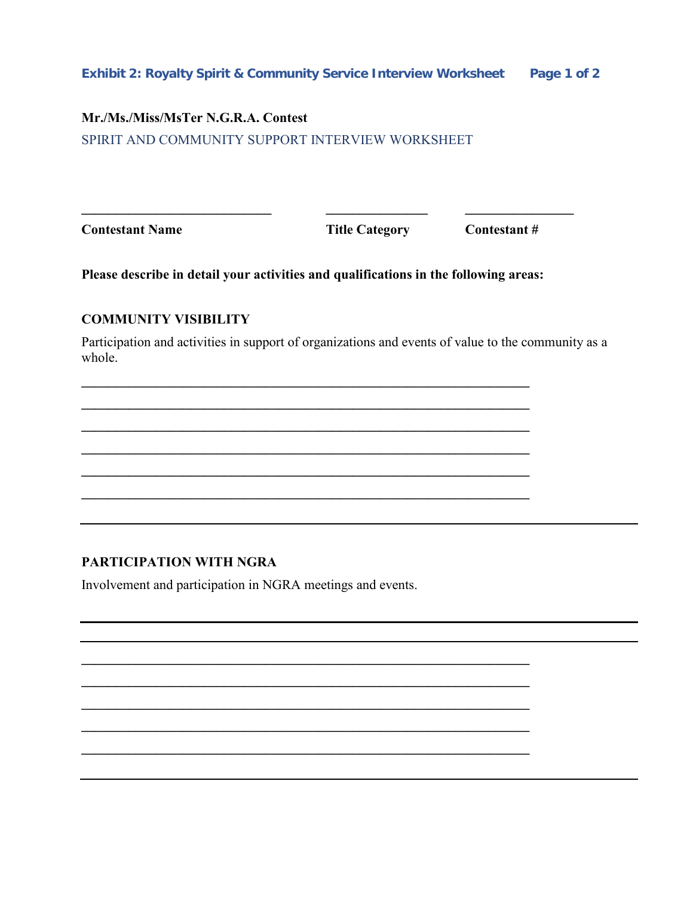**Exhibit 2: Royalty Spirit & Community Service Interview Worksheet**

**Mr./Ms./Miss/MsTer N.G.R.A. Contest**

SPIRIT AND COMMUNITY SUPPORT INTERVIEW WORKSHEET

| ____________________________ | _______________ | ________________ |
|---|---|---|
| **Contestant Name** | **Title Category** | **Contestant #** |

**Please describe in detail your activities and qualifications in the following areas:**

**COMMUNITY VISIBILITY**

Participation and activities in support of organizations and events of value to the community as a whole.

_____________________________________________________________________

_____________________________________________________________________

_____________________________________________________________________

_____________________________________________________________________

_____________________________________________________________________

_____________________________________________________________________

_____________________________________________________________________

**PARTICIPATION WITH NGRA**

Involvement and participation in NGRA meetings and events.

_____________________________________________________________________

_____________________________________________________________________

_____________________________________________________________________

_____________________________________________________________________

_____________________________________________________________________

_____________________________________________________________________

_____________________________________________________________________

_____________________________________________________________________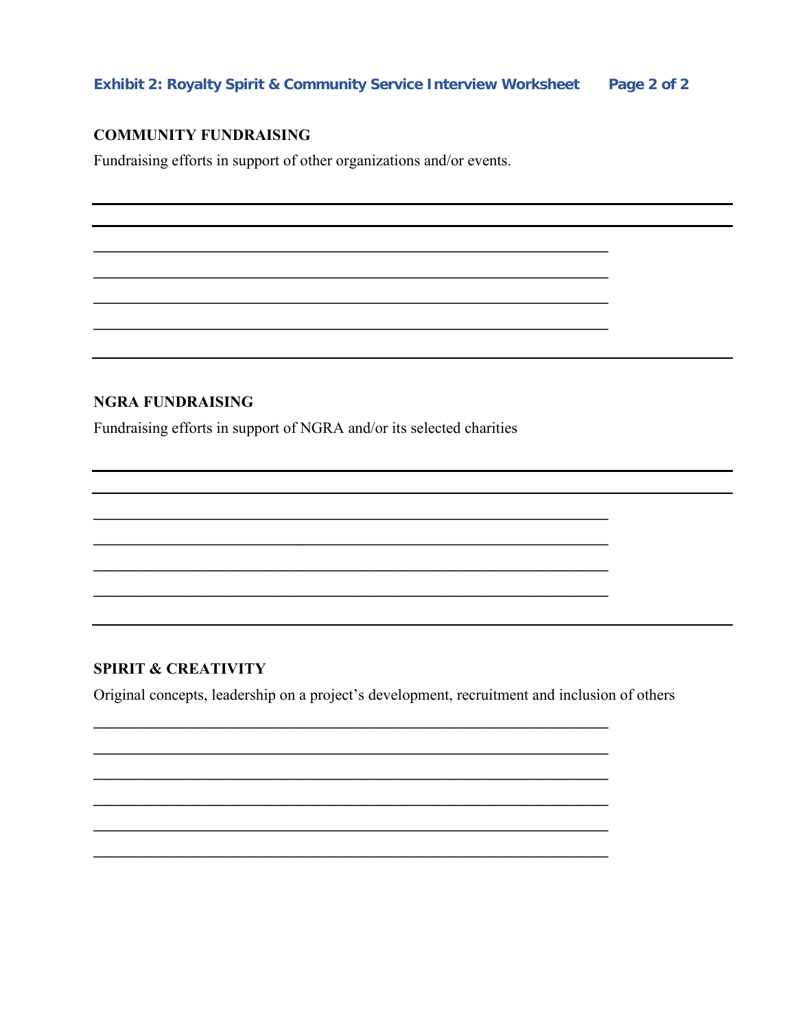Exhibit 2: Royalty Spirit & Community Service Interview Worksheet

**COMMUNITY FUNDRAISING**

Fundraising efforts in support of other organizations and/or events.

______________________________________________________________________

______________________________________________________________________

______________________________________________________________________

______________________________________________________________________

______________________________________________________________________

______________________________________________________________________

______________________________________________________________________

**NGRA FUNDRAISING**

Fundraising efforts in support of NGRA and/or its selected charities

______________________________________________________________________

______________________________________________________________________

______________________________________________________________________

______________________________________________________________________

______________________________________________________________________

______________________________________________________________________

______________________________________________________________________

**SPIRIT & CREATIVITY**

Original concepts, leadership on a project's development, recruitment and inclusion of others

______________________________________________________________________

______________________________________________________________________

______________________________________________________________________

______________________________________________________________________

______________________________________________________________________

______________________________________________________________________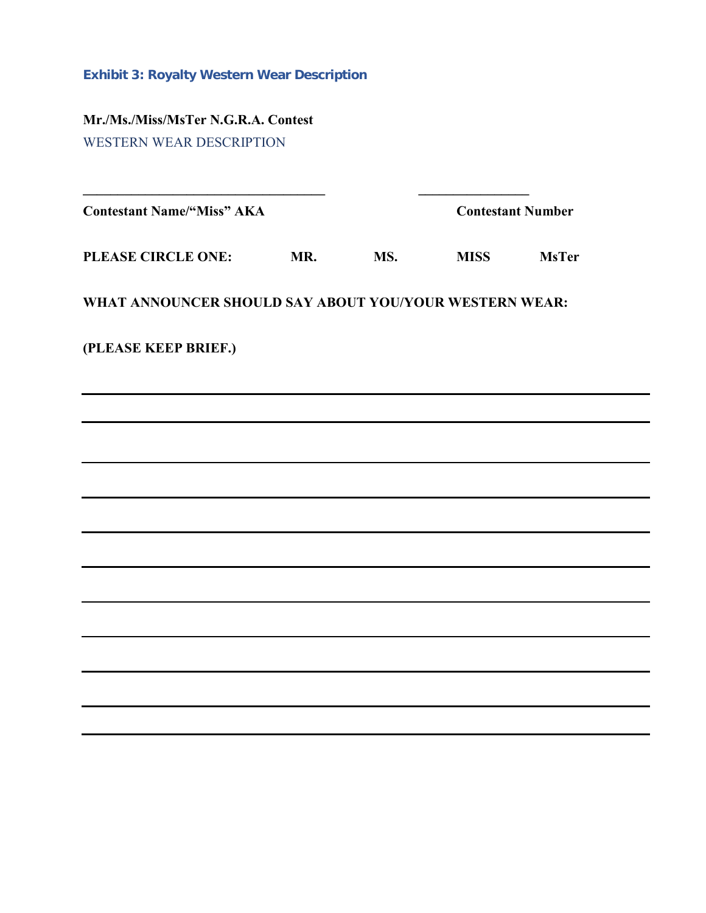### Exhibit 3: Royalty Western Wear Description

**Mr./Ms./Miss/MsTer N.G.R.A. Contest**

WESTERN WEAR DESCRIPTION

___________________________________ ________________

**Contestant Name/"Miss" AKA** **Contestant Number**

**PLEASE CIRCLE ONE:** **MR.** **MS.** **MISS** **MsTer**

**WHAT ANNOUNCER SHOULD SAY ABOUT YOU/YOUR WESTERN WEAR:**

**(PLEASE KEEP BRIEF.)**

______________________________________________________________________

______________________________________________________________________

______________________________________________________________________

______________________________________________________________________

______________________________________________________________________

______________________________________________________________________

______________________________________________________________________

______________________________________________________________________

______________________________________________________________________

______________________________________________________________________

______________________________________________________________________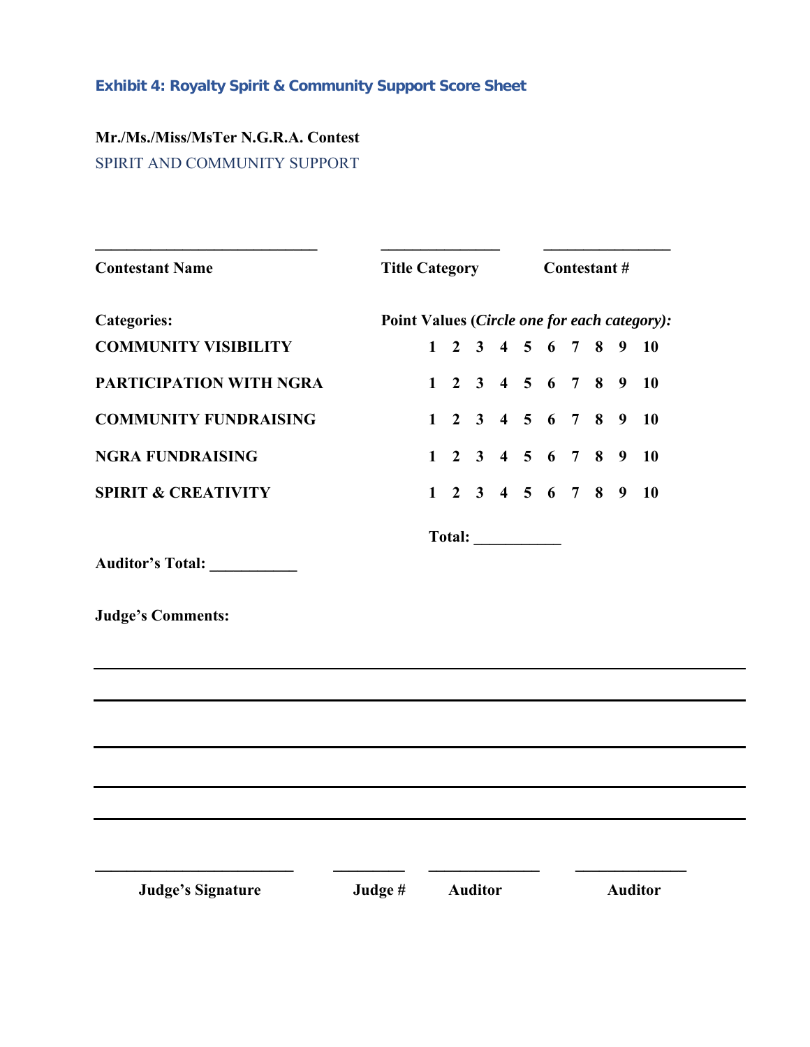### Exhibit 4: Royalty Spirit & Community Support Score Sheet

**Mr./Ms./Miss/MsTer N.G.R.A. Contest**

SPIRIT AND COMMUNITY SUPPORT

| ____________________________ | _______________ | ________________ |
|---|---|---|
| **Contestant Name** | **Title Category** | **Contestant #** |

| **Categories:** | **Point Values (*Circle one for each category):*** |
|---|---|
| **COMMUNITY VISIBILITY** | **1 2 3 4 5 6 7 8 9 10** |
| **PARTICIPATION WITH NGRA** | **1 2 3 4 5 6 7 8 9 10** |
| **COMMUNITY FUNDRAISING** | **1 2 3 4 5 6 7 8 9 10** |
| **NGRA FUNDRAISING** | **1 2 3 4 5 6 7 8 9 10** |
| **SPIRIT & CREATIVITY** | **1 2 3 4 5 6 7 8 9 10** |

**Total:** ___________

**Auditor's Total:** ___________

**Judge's Comments:**

_______________________________________________________________________________

_______________________________________________________________________________

_______________________________________________________________________________

_______________________________________________________________________________

_______________________________________________________________________________

| _________________________ | _________ | ______________ | ______________ |
|---|---|---|---|
| **Judge's Signature** | **Judge #** | **Auditor** | **Auditor** |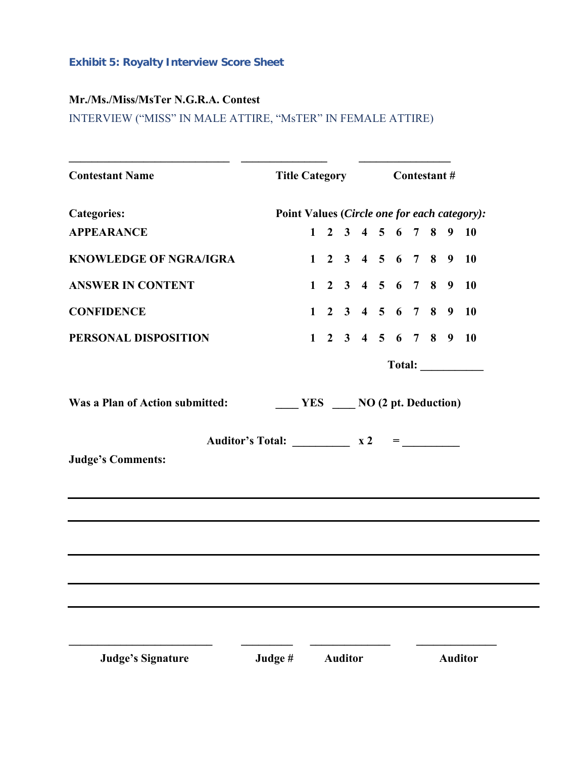### Exhibit 5: Royalty Interview Score Sheet

**Mr./Ms./Miss/MsTer N.G.R.A. Contest**

INTERVIEW (“MISS” IN MALE ATTIRE, “MsTER” IN FEMALE ATTIRE)

\_\_\_\_\_\_\_\_\_\_\_\_\_\_\_\_\_\_\_\_\_\_\_\_\_\_\_\_ \_\_\_\_\_\_\_\_\_\_\_\_\_\_\_ \_\_\_\_\_\_\_\_\_\_\_\_\_\_\_\_

**Contestant Name** **Title Category** **Contestant #**

| **Categories:** | **Point Values (*Circle one for each category):*** |
|---|---|
| **APPEARANCE** | **1 2 3 4 5 6 7 8 9 10** |
| **KNOWLEDGE OF NGRA/IGRA** | **1 2 3 4 5 6 7 8 9 10** |
| **ANSWER IN CONTENT** | **1 2 3 4 5 6 7 8 9 10** |
| **CONFIDENCE** | **1 2 3 4 5 6 7 8 9 10** |
| **PERSONAL DISPOSITION** | **1 2 3 4 5 6 7 8 9 10** |
| | **Total: \_\_\_\_\_\_\_\_\_\_\_** |

**Was a Plan of Action submitted:** **\_\_\_\_ YES \_\_\_\_ NO (2 pt. Deduction)**

**Auditor’s Total: \_\_\_\_\_\_\_\_\_\_ x 2 = \_\_\_\_\_\_\_\_\_\_**

**Judge’s Comments:**

\_\_\_\_\_\_\_\_\_\_\_\_\_\_\_\_\_\_\_\_\_\_\_\_\_\_\_\_\_\_\_\_\_\_\_\_\_\_\_\_\_\_\_\_\_\_\_\_\_\_\_\_\_\_\_\_\_\_\_\_\_\_\_\_\_\_\_\_\_\_\_\_\_\_\_\_

\_\_\_\_\_\_\_\_\_\_\_\_\_\_\_\_\_\_\_\_\_\_\_\_\_\_\_\_\_\_\_\_\_\_\_\_\_\_\_\_\_\_\_\_\_\_\_\_\_\_\_\_\_\_\_\_\_\_\_\_\_\_\_\_\_\_\_\_\_\_\_\_\_\_\_\_

\_\_\_\_\_\_\_\_\_\_\_\_\_\_\_\_\_\_\_\_\_\_\_\_\_\_\_\_\_\_\_\_\_\_\_\_\_\_\_\_\_\_\_\_\_\_\_\_\_\_\_\_\_\_\_\_\_\_\_\_\_\_\_\_\_\_\_\_\_\_\_\_\_\_\_\_

\_\_\_\_\_\_\_\_\_\_\_\_\_\_\_\_\_\_\_\_\_\_\_\_\_\_\_\_\_\_\_\_\_\_\_\_\_\_\_\_\_\_\_\_\_\_\_\_\_\_\_\_\_\_\_\_\_\_\_\_\_\_\_\_\_\_\_\_\_\_\_\_\_\_\_\_

\_\_\_\_\_\_\_\_\_\_\_\_\_\_\_\_\_\_\_\_\_\_\_\_\_\_\_\_\_\_\_\_\_\_\_\_\_\_\_\_\_\_\_\_\_\_\_\_\_\_\_\_\_\_\_\_\_\_\_\_\_\_\_\_\_\_\_\_\_\_\_\_\_\_\_\_

\_\_\_\_\_\_\_\_\_\_\_\_\_\_\_\_\_\_\_\_\_\_\_\_\_\_ \_\_\_\_\_\_\_\_\_ \_\_\_\_\_\_\_\_\_\_\_\_\_\_ \_\_\_\_\_\_\_\_\_\_\_\_\_\_

**Judge’s Signature** **Judge #** **Auditor** **Auditor**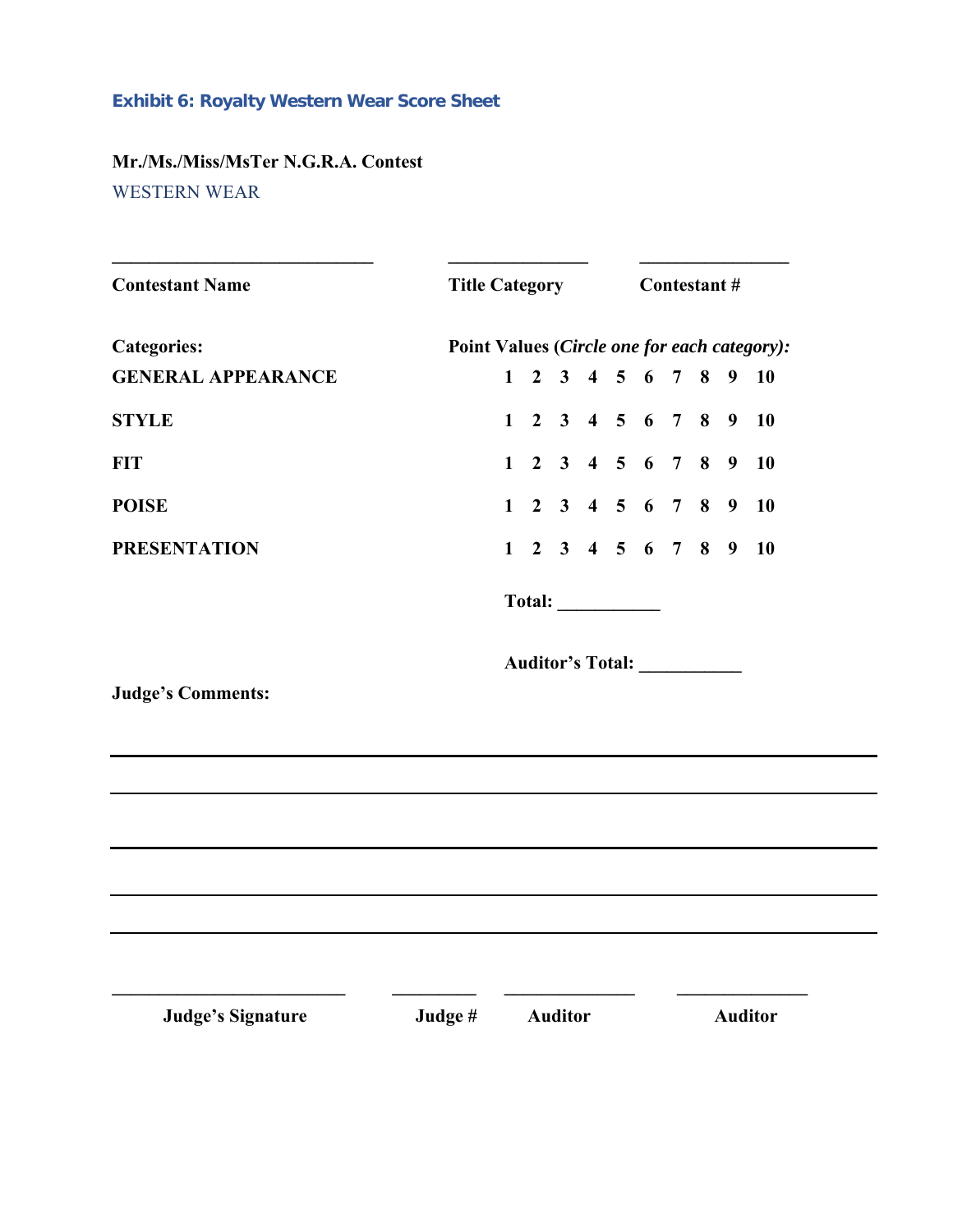### Exhibit 6: Royalty Western Wear Score Sheet

**Mr./Ms./Miss/MsTer N.G.R.A. Contest**

WESTERN WEAR

| ____________________________ | _______________ | ________________ |
|---|---|---|
| **Contestant Name** | **Title Category** | **Contestant #** |

| **Categories:** | **Point Values (*Circle one for each category):*** |
|---|---|
| **GENERAL APPEARANCE** | **1 2 3 4 5 6 7 8 9 10** |
| **STYLE** | **1 2 3 4 5 6 7 8 9 10** |
| **FIT** | **1 2 3 4 5 6 7 8 9 10** |
| **POISE** | **1 2 3 4 5 6 7 8 9 10** |
| **PRESENTATION** | **1 2 3 4 5 6 7 8 9 10** |

**Total:** ___________

**Auditor's Total:** ___________

**Judge's Comments:**

______________________________________________________________________________

______________________________________________________________________________

______________________________________________________________________________

______________________________________________________________________________

______________________________________________________________________________

| _________________________ | _________ | ______________ | ______________ |
|---|---|---|---|
| **Judge's Signature** | **Judge #** | **Auditor** | **Auditor** |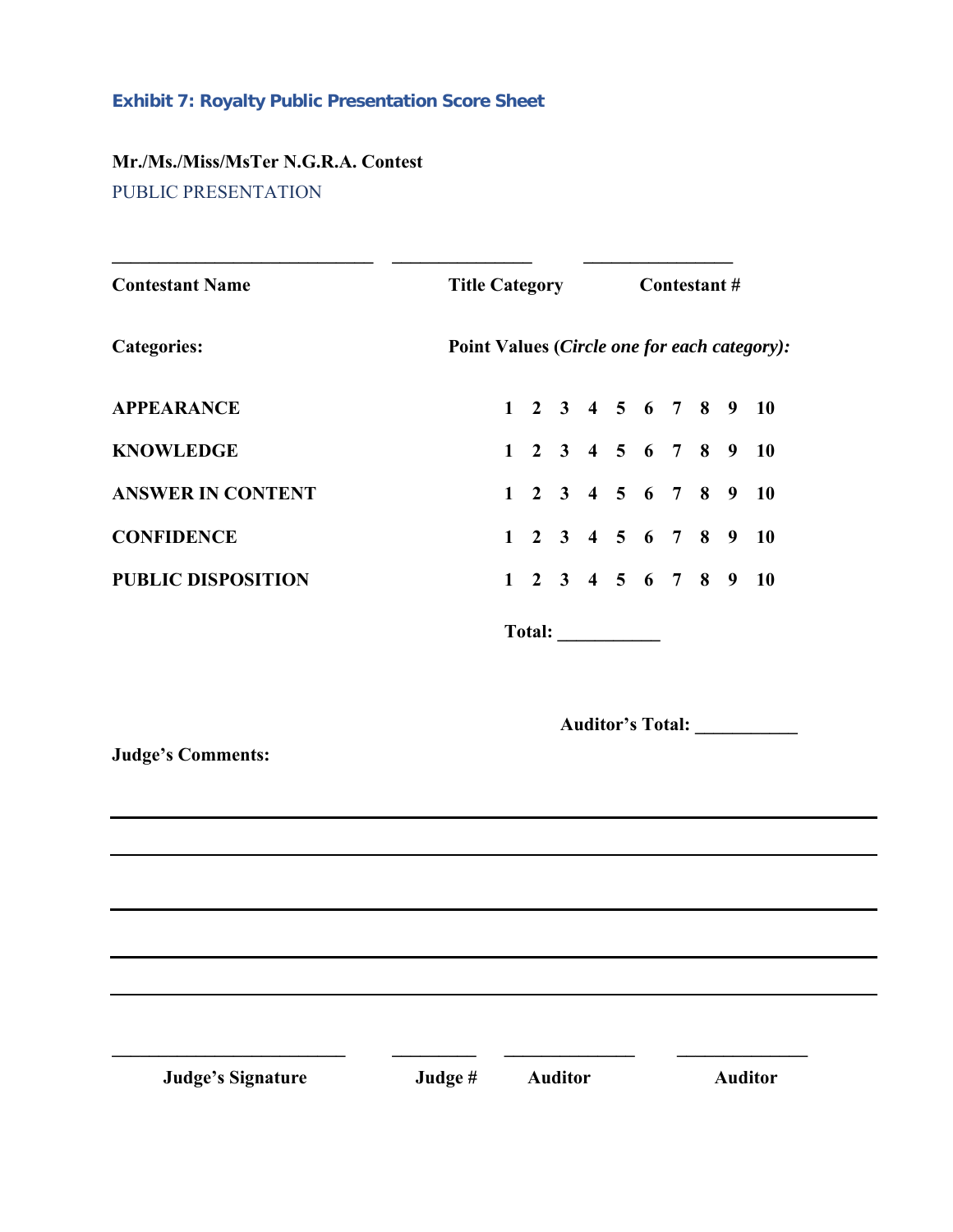### Exhibit 7: Royalty Public Presentation Score Sheet

**Mr./Ms./Miss/MsTer N.G.R.A. Contest**

PUBLIC PRESENTATION

| ____________________________ | _______________ | ________________ |
|---|---|---|
| **Contestant Name** | **Title Category** | **Contestant #** |

| **Categories:** | **Point Values (*Circle one for each category):*** |
|---|---|
| **APPEARANCE** | **1 2 3 4 5 6 7 8 9 10** |
| **KNOWLEDGE** | **1 2 3 4 5 6 7 8 9 10** |
| **ANSWER IN CONTENT** | **1 2 3 4 5 6 7 8 9 10** |
| **CONFIDENCE** | **1 2 3 4 5 6 7 8 9 10** |
| **PUBLIC DISPOSITION** | **1 2 3 4 5 6 7 8 9 10** |

**Total:** ___________

**Auditor's Total:** ___________

**Judge's Comments:**

_______________________________________________________________________________

_______________________________________________________________________________

_______________________________________________________________________________

_______________________________________________________________________________

_______________________________________________________________________________

| _________________________ | _________ | ______________ | ______________ |
|---|---|---|---|
| **Judge's Signature** | **Judge #** | **Auditor** | **Auditor** |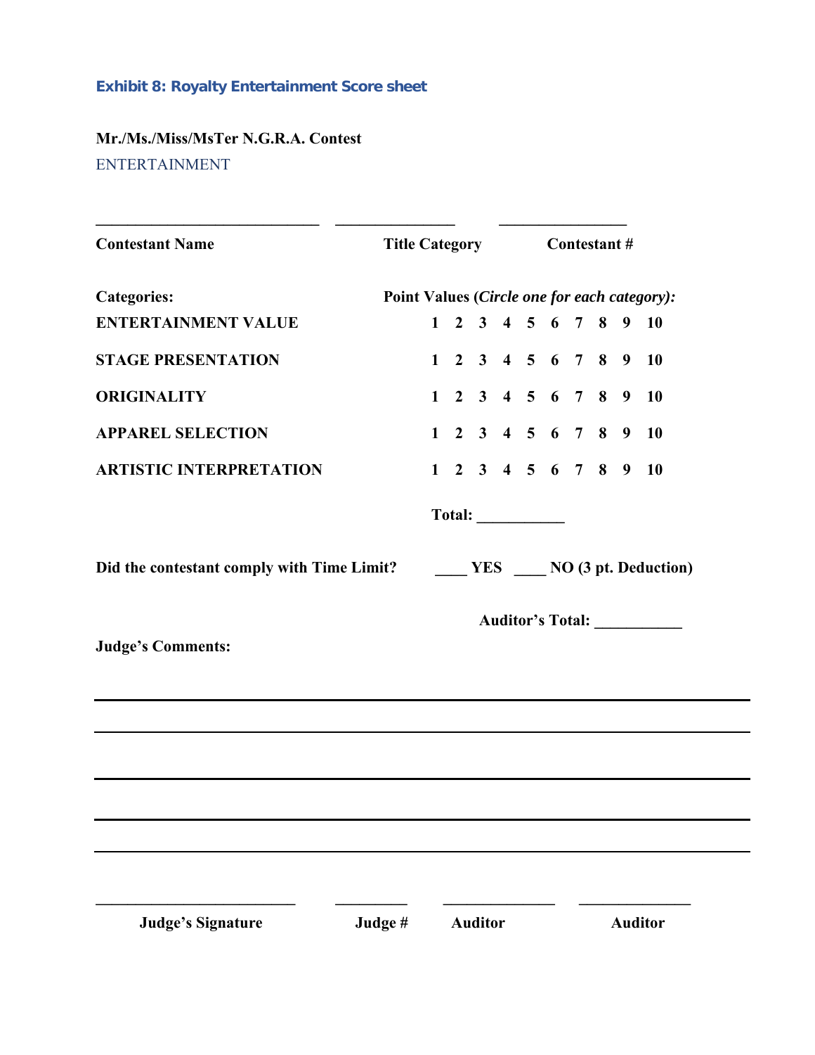### Exhibit 8: Royalty Entertainment Score sheet

**Mr./Ms./Miss/MsTer N.G.R.A. Contest**

ENTERTAINMENT

| **Contestant Name** | **Title Category** | **Contestant #** |
|---|---|---|
| ___________________________ | _______________ | ________________ |

| **Categories:** | **Point Values (*Circle one for each category):*** |
|---|---|
| **ENTERTAINMENT VALUE** | **1 2 3 4 5 6 7 8 9 10** |
| **STAGE PRESENTATION** | **1 2 3 4 5 6 7 8 9 10** |
| **ORIGINALITY** | **1 2 3 4 5 6 7 8 9 10** |
| **APPAREL SELECTION** | **1 2 3 4 5 6 7 8 9 10** |
| **ARTISTIC INTERPRETATION** | **1 2 3 4 5 6 7 8 9 10** |

**Total:** ___________

**Did the contestant comply with Time Limit?** ____ **YES** ____ **NO (3 pt. Deduction)**

**Auditor's Total:** ___________

**Judge's Comments:**

_______________________________________________________________

_______________________________________________________________

_______________________________________________________________

_______________________________________________________________

_______________________________________________________________

| **Judge's Signature** | **Judge #** | **Auditor** | **Auditor** |
|---|---|---|---|
| _________________________ | _________ | ______________ | ______________ |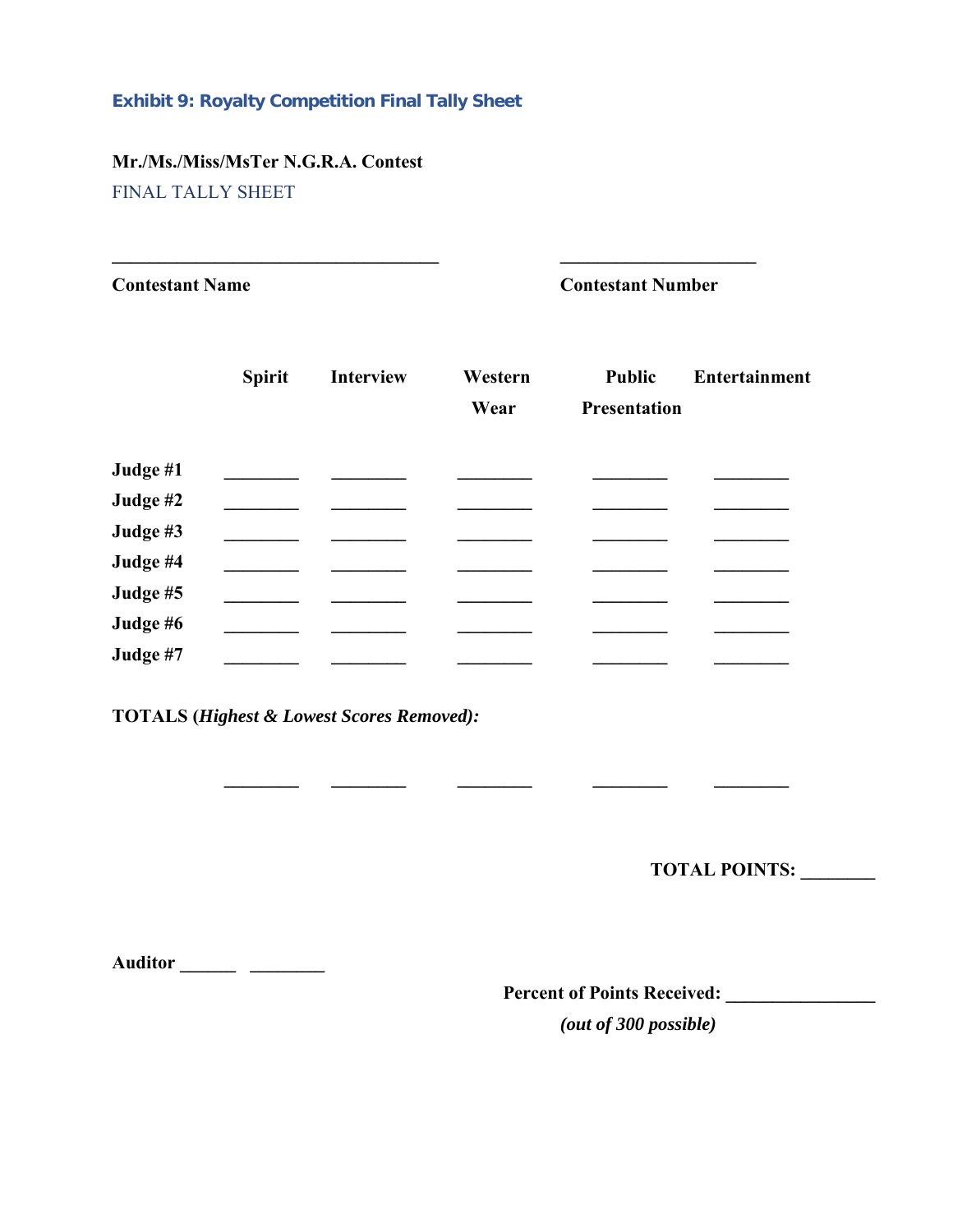### Exhibit 9: Royalty Competition Final Tally Sheet

**Mr./Ms./Miss/MsTer N.G.R.A. Contest**

FINAL TALLY SHEET

**\_\_\_\_\_\_\_\_\_\_\_\_\_\_\_\_\_\_\_\_\_\_\_\_\_\_\_\_\_\_\_\_\_\_\_\_** **\_\_\_\_\_\_\_\_\_\_\_\_\_\_\_\_\_\_\_\_\_\_**

**Contestant Name** **Contestant Number**

| | Spirit | Interview | Western Wear | Public Presentation | Entertainment |
|---|---|---|---|---|---|
| **Judge #1** | \_\_\_\_\_\_\_\_ | \_\_\_\_\_\_\_\_ | \_\_\_\_\_\_\_\_ | \_\_\_\_\_\_\_\_ | \_\_\_\_\_\_\_\_ |
| **Judge #2** | \_\_\_\_\_\_\_\_ | \_\_\_\_\_\_\_\_ | \_\_\_\_\_\_\_\_ | \_\_\_\_\_\_\_\_ | \_\_\_\_\_\_\_\_ |
| **Judge #3** | \_\_\_\_\_\_\_\_ | \_\_\_\_\_\_\_\_ | \_\_\_\_\_\_\_\_ | \_\_\_\_\_\_\_\_ | \_\_\_\_\_\_\_\_ |
| **Judge #4** | \_\_\_\_\_\_\_\_ | \_\_\_\_\_\_\_\_ | \_\_\_\_\_\_\_\_ | \_\_\_\_\_\_\_\_ | \_\_\_\_\_\_\_\_ |
| **Judge #5** | \_\_\_\_\_\_\_\_ | \_\_\_\_\_\_\_\_ | \_\_\_\_\_\_\_\_ | \_\_\_\_\_\_\_\_ | \_\_\_\_\_\_\_\_ |
| **Judge #6** | \_\_\_\_\_\_\_\_ | \_\_\_\_\_\_\_\_ | \_\_\_\_\_\_\_\_ | \_\_\_\_\_\_\_\_ | \_\_\_\_\_\_\_\_ |
| **Judge #7** | \_\_\_\_\_\_\_\_ | \_\_\_\_\_\_\_\_ | \_\_\_\_\_\_\_\_ | \_\_\_\_\_\_\_\_ | \_\_\_\_\_\_\_\_ |

**TOTALS (*Highest & Lowest Scores Removed):***

| | | | | |
|---|---|---|---|---|
| \_\_\_\_\_\_\_\_ | \_\_\_\_\_\_\_\_ | \_\_\_\_\_\_\_\_ | \_\_\_\_\_\_\_\_ | \_\_\_\_\_\_\_\_ |

**TOTAL POINTS: \_\_\_\_\_\_\_\_**

**Auditor \_\_\_\_\_\_ \_\_\_\_\_\_\_\_**

**Percent of Points Received: \_\_\_\_\_\_\_\_\_\_\_\_\_\_\_\_**

***(out of 300 possible)***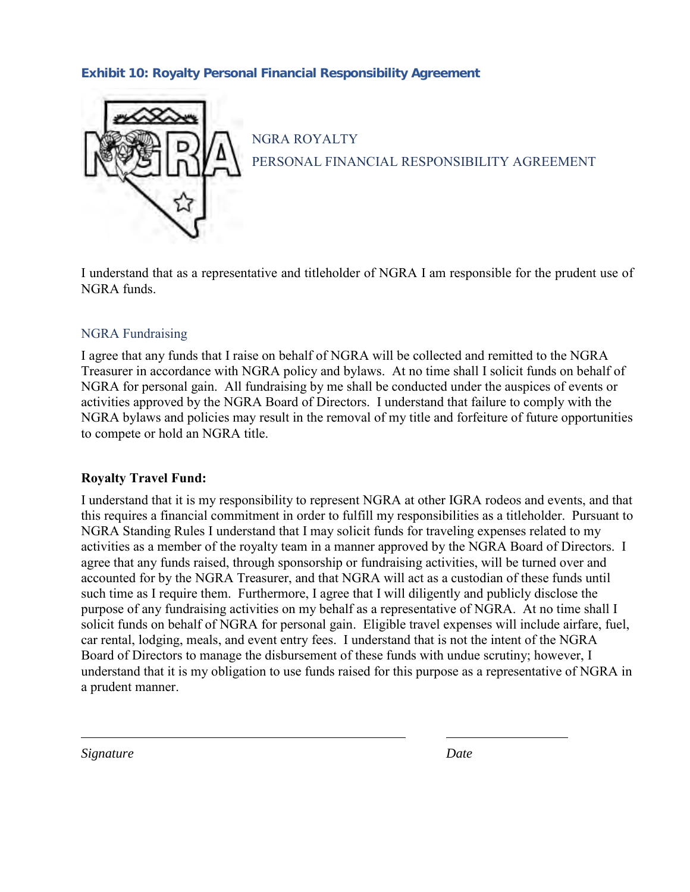### Exhibit 10: Royalty Personal Financial Responsibility Agreement

NGRA ROYALTY

PERSONAL FINANCIAL RESPONSIBILITY AGREEMENT

I understand that as a representative and titleholder of NGRA I am responsible for the prudent use of NGRA funds.

#### NGRA Fundraising

I agree that any funds that I raise on behalf of NGRA will be collected and remitted to the NGRA Treasurer in accordance with NGRA policy and bylaws. At no time shall I solicit funds on behalf of NGRA for personal gain. All fundraising by me shall be conducted under the auspices of events or activities approved by the NGRA Board of Directors. I understand that failure to comply with the NGRA bylaws and policies may result in the removal of my title and forfeiture of future opportunities to compete or hold an NGRA title.

**Royalty Travel Fund:**

I understand that it is my responsibility to represent NGRA at other IGRA rodeos and events, and that this requires a financial commitment in order to fulfill my responsibilities as a titleholder. Pursuant to NGRA Standing Rules I understand that I may solicit funds for traveling expenses related to my activities as a member of the royalty team in a manner approved by the NGRA Board of Directors. I agree that any funds raised, through sponsorship or fundraising activities, will be turned over and accounted for by the NGRA Treasurer, and that NGRA will act as a custodian of these funds until such time as I require them. Furthermore, I agree that I will diligently and publicly disclose the purpose of any fundraising activities on my behalf as a representative of NGRA. At no time shall I solicit funds on behalf of NGRA for personal gain. Eligible travel expenses will include airfare, fuel, car rental, lodging, meals, and event entry fees. I understand that is not the intent of the NGRA Board of Directors to manage the disbursement of these funds with undue scrutiny; however, I understand that it is my obligation to use funds raised for this purpose as a representative of NGRA in a prudent manner.

\_\_\_\_\_\_\_\_\_\_\_\_\_\_\_\_\_\_\_\_\_\_\_\_\_\_\_\_\_\_\_\_\_\_\_\_\_\_\_\_ \_\_\_\_\_\_\_\_\_\_\_\_\_\_\_\_\_\_\_\_

*Signature* *Date*